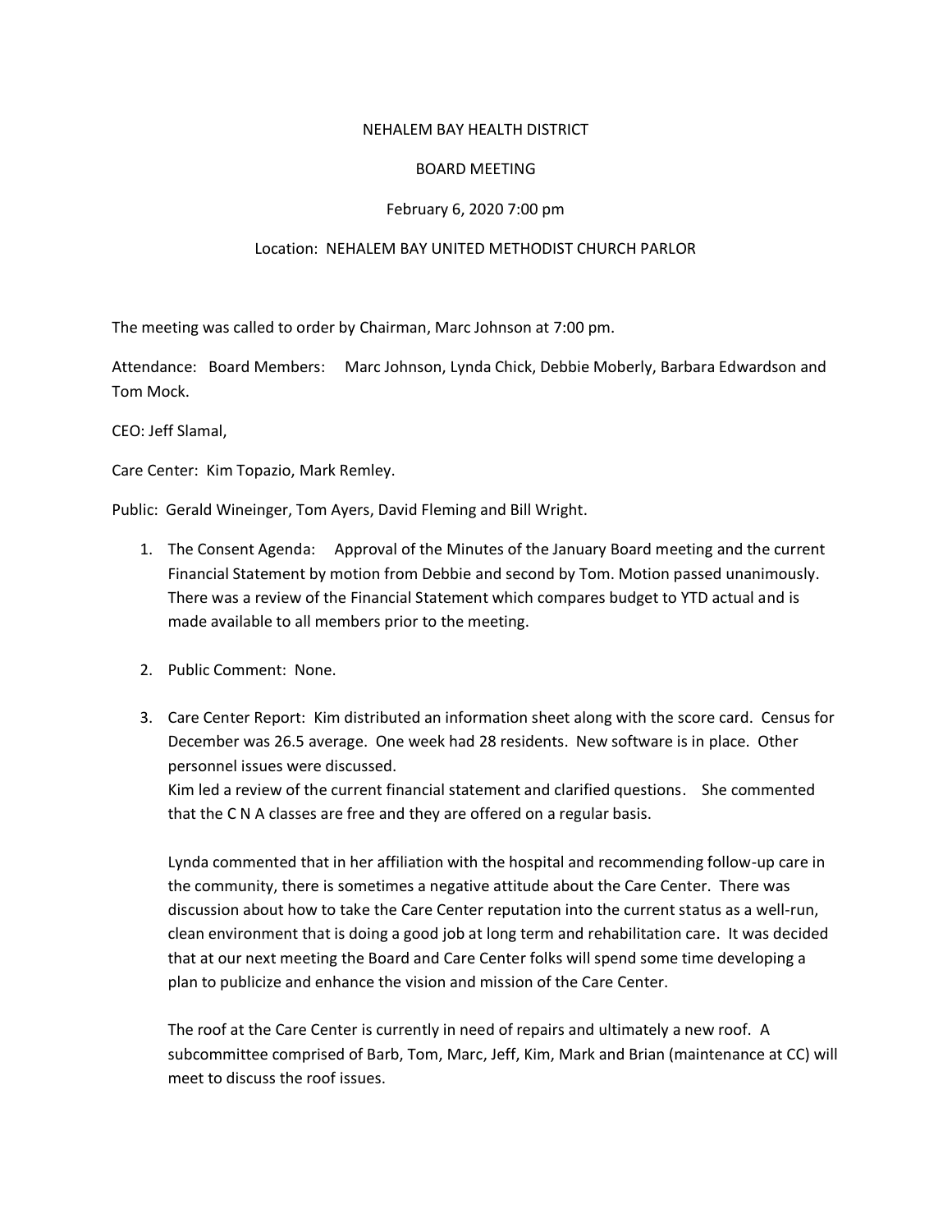NEHALEM BAY HEALTH DISTRICT

BOARD MEETING

February 6, 2020 7:00 pm

Location: NEHALEM BAY UNITED METHODIST CHURCH PARLOR

The meeting was called to order by Chairman, Marc Johnson at 7:00 pm.

Attendance: Board Members: Marc Johnson, Lynda Chick, Debbie Moberly, Barbara Edwardson and Tom Mock.

CEO: Jeff Slamal,

Care Center: Kim Topazio, Mark Remley.

Public: Gerald Wineinger, Tom Ayers, David Fleming and Bill Wright.

1. The Consent Agenda: Approval of the Minutes of the January Board meeting and the current Financial Statement by motion from Debbie and second by Tom. Motion passed unanimously. There was a review of the Financial Statement which compares budget to YTD actual and is made available to all members prior to the meeting.

2. Public Comment: None.

3. Care Center Report: Kim distributed an information sheet along with the score card. Census for December was 26.5 average. One week had 28 residents. New software is in place. Other personnel issues were discussed.
   Kim led a review of the current financial statement and clarified questions. She commented that the C N A classes are free and they are offered on a regular basis.

   Lynda commented that in her affiliation with the hospital and recommending follow-up care in the community, there is sometimes a negative attitude about the Care Center. There was discussion about how to take the Care Center reputation into the current status as a well-run, clean environment that is doing a good job at long term and rehabilitation care. It was decided that at our next meeting the Board and Care Center folks will spend some time developing a plan to publicize and enhance the vision and mission of the Care Center.

   The roof at the Care Center is currently in need of repairs and ultimately a new roof. A subcommittee comprised of Barb, Tom, Marc, Jeff, Kim, Mark and Brian (maintenance at CC) will meet to discuss the roof issues.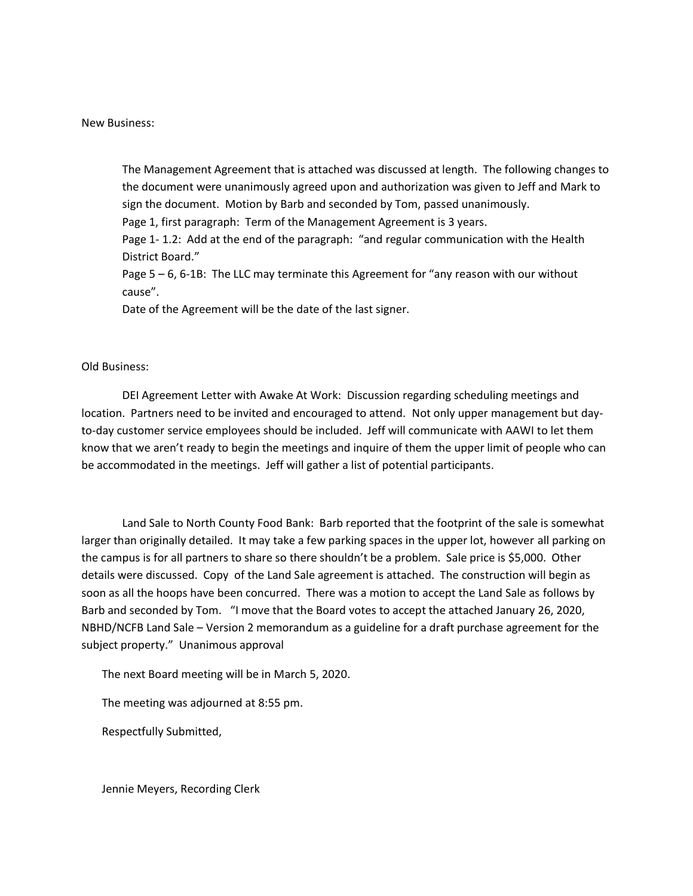New Business:

The Management Agreement that is attached was discussed at length. The following changes to the document were unanimously agreed upon and authorization was given to Jeff and Mark to sign the document. Motion by Barb and seconded by Tom, passed unanimously.

Page 1, first paragraph: Term of the Management Agreement is 3 years.

Page 1- 1.2: Add at the end of the paragraph: "and regular communication with the Health District Board."

Page 5 – 6, 6-1B: The LLC may terminate this Agreement for "any reason with our without cause".

Date of the Agreement will be the date of the last signer.

Old Business:

DEI Agreement Letter with Awake At Work: Discussion regarding scheduling meetings and location. Partners need to be invited and encouraged to attend. Not only upper management but day-to-day customer service employees should be included. Jeff will communicate with AAWI to let them know that we aren't ready to begin the meetings and inquire of them the upper limit of people who can be accommodated in the meetings. Jeff will gather a list of potential participants.

Land Sale to North County Food Bank: Barb reported that the footprint of the sale is somewhat larger than originally detailed. It may take a few parking spaces in the upper lot, however all parking on the campus is for all partners to share so there shouldn't be a problem. Sale price is $5,000. Other details were discussed. Copy of the Land Sale agreement is attached. The construction will begin as soon as all the hoops have been concurred. There was a motion to accept the Land Sale as follows by Barb and seconded by Tom. "I move that the Board votes to accept the attached January 26, 2020, NBHD/NCFB Land Sale – Version 2 memorandum as a guideline for a draft purchase agreement for the subject property." Unanimous approval

The next Board meeting will be in March 5, 2020.

The meeting was adjourned at 8:55 pm.

Respectfully Submitted,

Jennie Meyers, Recording Clerk